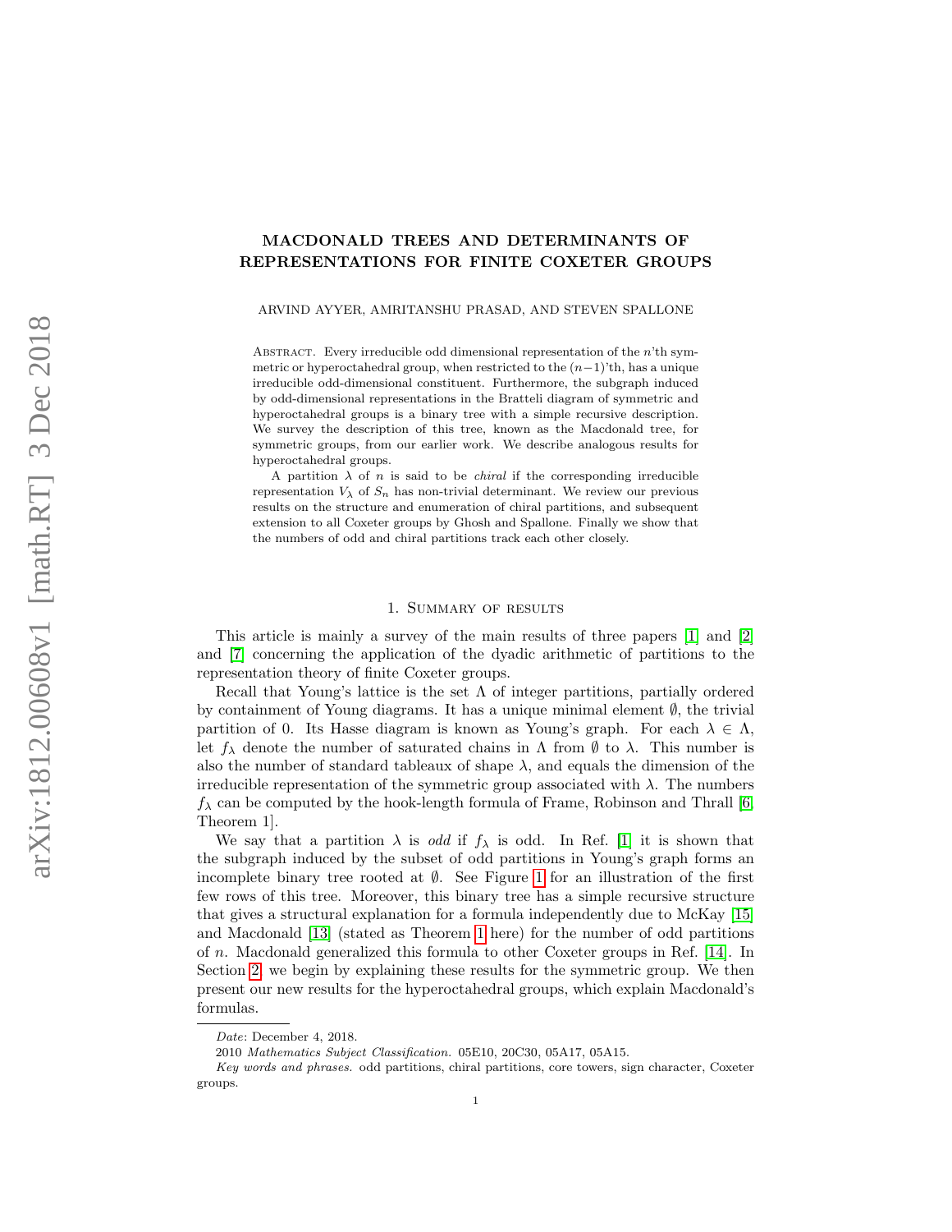# MACDONALD TREES AND DETERMINANTS OF REPRESENTATIONS FOR FINITE COXETER GROUPS

ARVIND AYYER, AMRITANSHU PRASAD, AND STEVEN SPALLONE

Abstract. Every irreducible odd dimensional representation of the $n$'th symmetric or hyperoctahedral group, when restricted to the $(n-1)$'th, has a unique irreducible odd-dimensional constituent. Furthermore, the subgraph induced by odd-dimensional representations in the Bratteli diagram of symmetric and hyperoctahedral groups is a binary tree with a simple recursive description. We survey the description of this tree, known as the Macdonald tree, for symmetric groups, from our earlier work. We describe analogous results for hyperoctahedral groups.

A partition $\lambda$ of $n$ is said to be *chiral* if the corresponding irreducible representation $V_\lambda$ of $S_n$ has non-trivial determinant. We review our previous results on the structure and enumeration of chiral partitions, and subsequent extension to all Coxeter groups by Ghosh and Spallone. Finally we show that the numbers of odd and chiral partitions track each other closely.

## 1. Summary of results

This article is mainly a survey of the main results of three papers [1] and [2] and [7] concerning the application of the dyadic arithmetic of partitions to the representation theory of finite Coxeter groups.

Recall that Young's lattice is the set $\Lambda$ of integer partitions, partially ordered by containment of Young diagrams. It has a unique minimal element $\emptyset$, the trivial partition of 0. Its Hasse diagram is known as Young's graph. For each $\lambda \in \Lambda$, let $f_\lambda$ denote the number of saturated chains in $\Lambda$ from $\emptyset$ to $\lambda$. This number is also the number of standard tableaux of shape $\lambda$, and equals the dimension of the irreducible representation of the symmetric group associated with $\lambda$. The numbers $f_\lambda$ can be computed by the hook-length formula of Frame, Robinson and Thrall [6, Theorem 1].

We say that a partition $\lambda$ is *odd* if $f_\lambda$ is odd. In Ref. [1] it is shown that the subgraph induced by the subset of odd partitions in Young's graph forms an incomplete binary tree rooted at $\emptyset$. See Figure 1 for an illustration of the first few rows of this tree. Moreover, this binary tree has a simple recursive structure that gives a structural explanation for a formula independently due to McKay [15] and Macdonald [13] (stated as Theorem 1 here) for the number of odd partitions of $n$. Macdonald generalized this formula to other Coxeter groups in Ref. [14]. In Section 2, we begin by explaining these results for the symmetric group. We then present our new results for the hyperoctahedral groups, which explain Macdonald's formulas.

*Date*: December 4, 2018.

2010 *Mathematics Subject Classification.* 05E10, 20C30, 05A17, 05A15.

*Key words and phrases.* odd partitions, chiral partitions, core towers, sign character, Coxeter groups.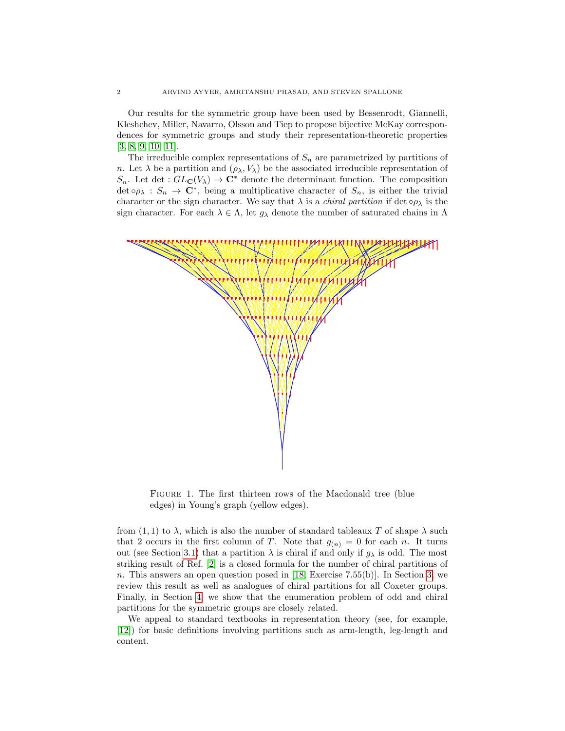Our results for the symmetric group have been used by Bessenrodt, Giannelli, Kleshchev, Miller, Navarro, Olsson and Tiep to propose bijective McKay correspondences for symmetric groups and study their representation-theoretic properties [3, 8, 9, 10, 11].

The irreducible complex representations of $S_n$ are parametrized by partitions of $n$. Let $\lambda$ be a partition and $(\rho_\lambda, V_\lambda)$ be the associated irreducible representation of $S_n$. Let $\det : GL_{\mathbf{C}}(V_\lambda) \to \mathbf{C}^*$ denote the determinant function. The composition $\det \circ \rho_\lambda : S_n \to \mathbf{C}^*$, being a multiplicative character of $S_n$, is either the trivial character or the sign character. We say that $\lambda$ is a *chiral partition* if $\det \circ \rho_\lambda$ is the sign character. For each $\lambda \in \Lambda$, let $g_\lambda$ denote the number of saturated chains in $\Lambda$ from $(1, 1)$ to $\lambda$, which is also the number of standard tableaux $T$ of shape $\lambda$ such that 2 occurs in the first column of $T$. Note that $g_{(n)} = 0$ for each $n$. It turns out (see Section 3.1) that a partition $\lambda$ is chiral if and only if $g_\lambda$ is odd. The most striking result of Ref. [2] is a closed formula for the number of chiral partitions of $n$. This answers an open question posed in [18, Exercise 7.55(b)]. In Section 3, we review this result as well as analogues of chiral partitions for all Coxeter groups. Finally, in Section 4, we show that the enumeration problem of odd and chiral partitions for the symmetric groups are closely related.

FIGURE 1. The first thirteen rows of the Macdonald tree (blue edges) in Young's graph (yellow edges).

We appeal to standard textbooks in representation theory (see, for example, [12]) for basic definitions involving partitions such as arm-length, leg-length and content.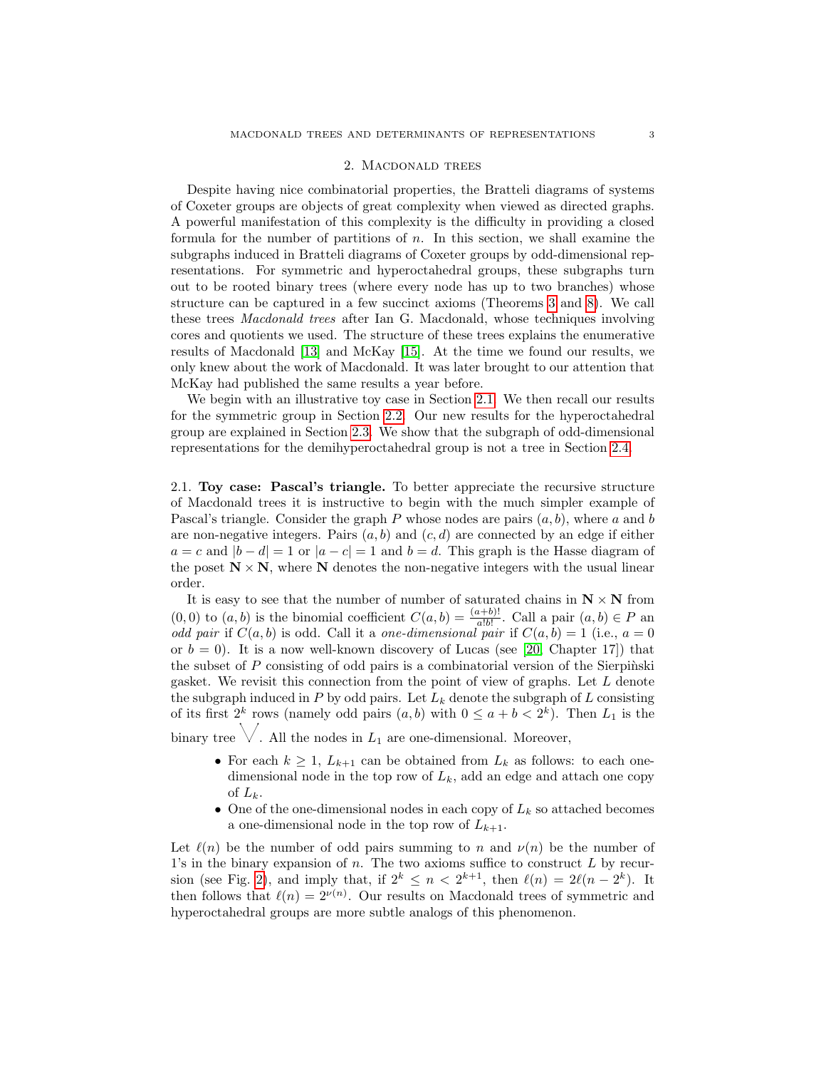## 2. Macdonald trees

Despite having nice combinatorial properties, the Bratteli diagrams of systems of Coxeter groups are objects of great complexity when viewed as directed graphs. A powerful manifestation of this complexity is the difficulty in providing a closed formula for the number of partitions of $n$. In this section, we shall examine the subgraphs induced in Bratteli diagrams of Coxeter groups by odd-dimensional representations. For symmetric and hyperoctahedral groups, these subgraphs turn out to be rooted binary trees (where every node has up to two branches) whose structure can be captured in a few succinct axioms (Theorems 3 and 8). We call these trees *Macdonald trees* after Ian G. Macdonald, whose techniques involving cores and quotients we used. The structure of these trees explains the enumerative results of Macdonald [13] and McKay [15]. At the time we found our results, we only knew about the work of Macdonald. It was later brought to our attention that McKay had published the same results a year before.

We begin with an illustrative toy case in Section 2.1. We then recall our results for the symmetric group in Section 2.2. Our new results for the hyperoctahedral group are explained in Section 2.3. We show that the subgraph of odd-dimensional representations for the demihyperoctahedral group is not a tree in Section 2.4.

2.1. **Toy case: Pascal's triangle.** To better appreciate the recursive structure of Macdonald trees it is instructive to begin with the much simpler example of Pascal's triangle. Consider the graph $P$ whose nodes are pairs $(a, b)$, where $a$ and $b$ are non-negative integers. Pairs $(a, b)$ and $(c, d)$ are connected by an edge if either $a = c$ and $|b - d| = 1$ or $|a - c| = 1$ and $b = d$. This graph is the Hasse diagram of the poset $\mathbf{N} \times \mathbf{N}$, where $\mathbf{N}$ denotes the non-negative integers with the usual linear order.

It is easy to see that the number of number of saturated chains in $\mathbf{N} \times \mathbf{N}$ from $(0, 0)$ to $(a, b)$ is the binomial coefficient $C(a, b) = \frac{(a+b)!}{a!b!}$. Call a pair $(a, b) \in P$ an *odd pair* if $C(a, b)$ is odd. Call it a *one-dimensional pair* if $C(a, b) = 1$ (i.e., $a = 0$ or $b = 0$). It is a now well-known discovery of Lucas (see [20, Chapter 17]) that the subset of $P$ consisting of odd pairs is a combinatorial version of the Sierpiǹski gasket. We revisit this connection from the point of view of graphs. Let $L$ denote the subgraph induced in $P$ by odd pairs. Let $L_k$ denote the subgraph of $L$ consisting of its first $2^k$ rows (namely odd pairs $(a, b)$ with $0 \leq a + b < 2^k$). Then $L_1$ is the binary tree $\bigvee$. All the nodes in $L_1$ are one-dimensional. Moreover,

- For each $k \geq 1$, $L_{k+1}$ can be obtained from $L_k$ as follows: to each one-dimensional node in the top row of $L_k$, add an edge and attach one copy of $L_k$.
- One of the one-dimensional nodes in each copy of $L_k$ so attached becomes a one-dimensional node in the top row of $L_{k+1}$.

Let $\ell(n)$ be the number of odd pairs summing to $n$ and $\nu(n)$ be the number of 1's in the binary expansion of $n$. The two axioms suffice to construct $L$ by recursion (see Fig. 2), and imply that, if $2^k \leq n < 2^{k+1}$, then $\ell(n) = 2\ell(n - 2^k)$. It then follows that $\ell(n) = 2^{\nu(n)}$. Our results on Macdonald trees of symmetric and hyperoctahedral groups are more subtle analogs of this phenomenon.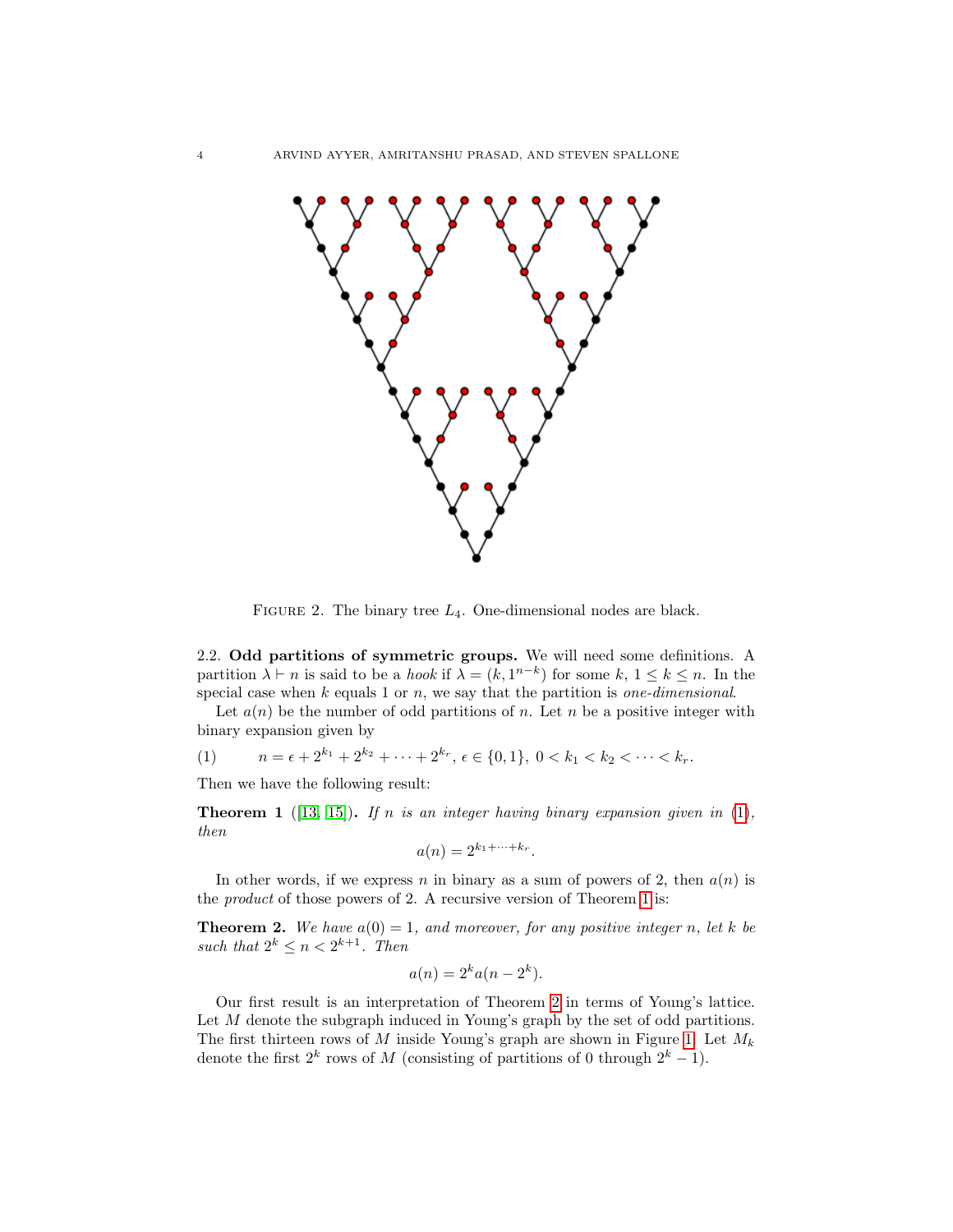FIGURE 2. The binary tree $L_4$. One-dimensional nodes are black.

### 2.2. Odd partitions of symmetric groups.

We will need some definitions. A partition $\lambda \vdash n$ is said to be a *hook* if $\lambda = (k, 1^{n-k})$ for some $k$, $1 \leq k \leq n$. In the special case when $k$ equals 1 or $n$, we say that the partition is *one-dimensional*.

Let $a(n)$ be the number of odd partitions of $n$. Let $n$ be a positive integer with binary expansion given by

$$n = \epsilon + 2^{k_1} + 2^{k_2} + \cdots + 2^{k_r},\ \epsilon \in \{0, 1\},\ 0 < k_1 < k_2 < \cdots < k_r. \tag{1}$$

Then we have the following result:

**Theorem 1** ([13, 15]). *If $n$ is an integer having binary expansion given in (1), then*

$$a(n) = 2^{k_1 + \cdots + k_r}.$$

In other words, if we express $n$ in binary as a sum of powers of 2, then $a(n)$ is the *product* of those powers of 2. A recursive version of Theorem 1 is:

**Theorem 2.** *We have $a(0) = 1$, and moreover, for any positive integer $n$, let $k$ be such that $2^k \leq n < 2^{k+1}$. Then*

$$a(n) = 2^k a(n - 2^k).$$

Our first result is an interpretation of Theorem 2 in terms of Young's lattice. Let $M$ denote the subgraph induced in Young's graph by the set of odd partitions. The first thirteen rows of $M$ inside Young's graph are shown in Figure 1. Let $M_k$ denote the first $2^k$ rows of $M$ (consisting of partitions of 0 through $2^k - 1$).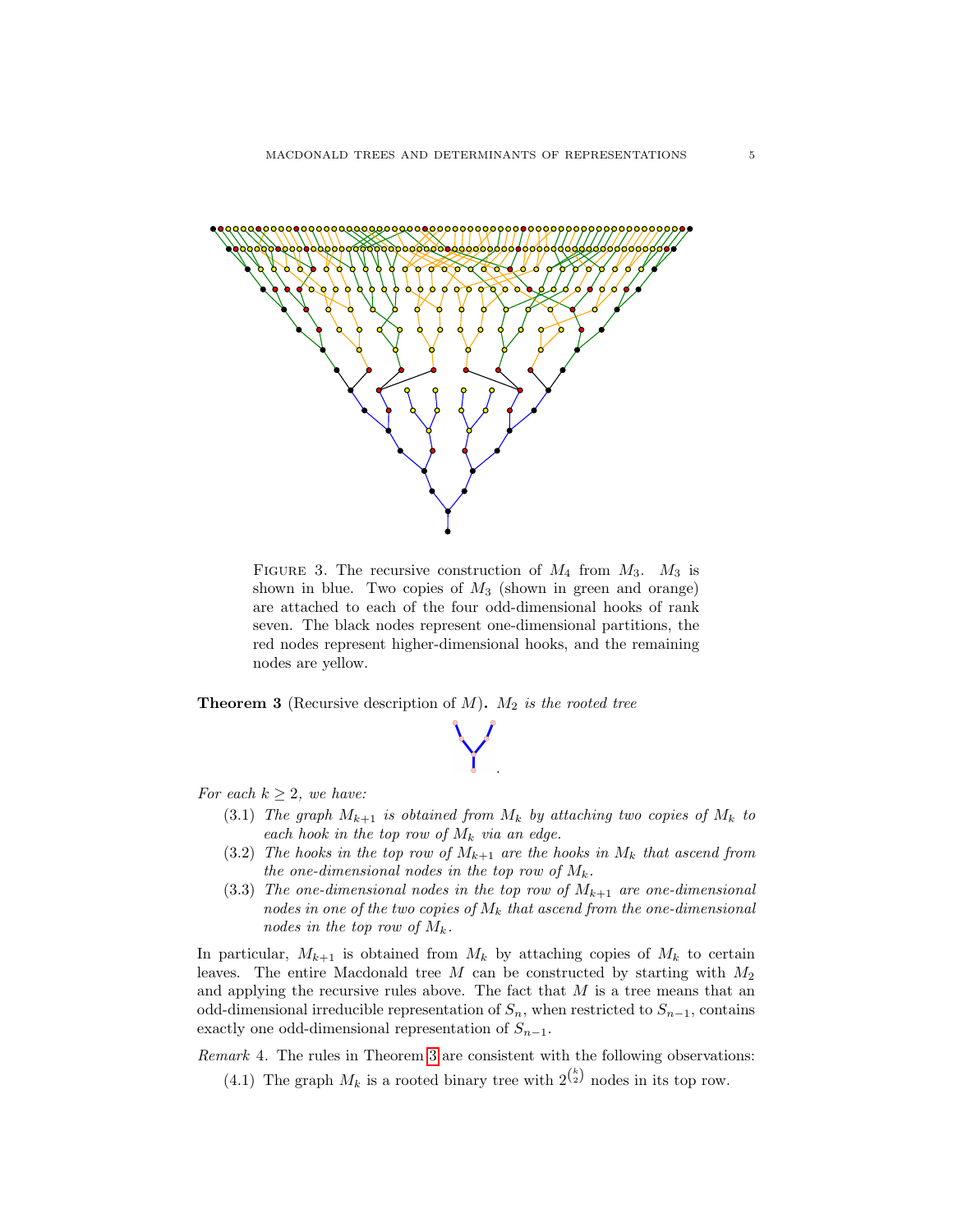FIGURE 3. The recursive construction of $M_4$ from $M_3$. $M_3$ is shown in blue. Two copies of $M_3$ (shown in green and orange) are attached to each of the four odd-dimensional hooks of rank seven. The black nodes represent one-dimensional partitions, the red nodes represent higher-dimensional hooks, and the remaining nodes are yellow.

**Theorem 3** (Recursive description of $M$)**.** *$M_2$ is the rooted tree*

.

*For each $k \geq 2$, we have:*

(3.1) *The graph $M_{k+1}$ is obtained from $M_k$ by attaching two copies of $M_k$ to each hook in the top row of $M_k$ via an edge.*

(3.2) *The hooks in the top row of $M_{k+1}$ are the hooks in $M_k$ that ascend from the one-dimensional nodes in the top row of $M_k$.*

(3.3) *The one-dimensional nodes in the top row of $M_{k+1}$ are one-dimensional nodes in one of the two copies of $M_k$ that ascend from the one-dimensional nodes in the top row of $M_k$.*

In particular, $M_{k+1}$ is obtained from $M_k$ by attaching copies of $M_k$ to certain leaves. The entire Macdonald tree $M$ can be constructed by starting with $M_2$ and applying the recursive rules above. The fact that $M$ is a tree means that an odd-dimensional irreducible representation of $S_n$, when restricted to $S_{n-1}$, contains exactly one odd-dimensional representation of $S_{n-1}$.

*Remark* 4. The rules in Theorem 3 are consistent with the following observations:

(4.1) The graph $M_k$ is a rooted binary tree with $2^{\binom{k}{2}}$ nodes in its top row.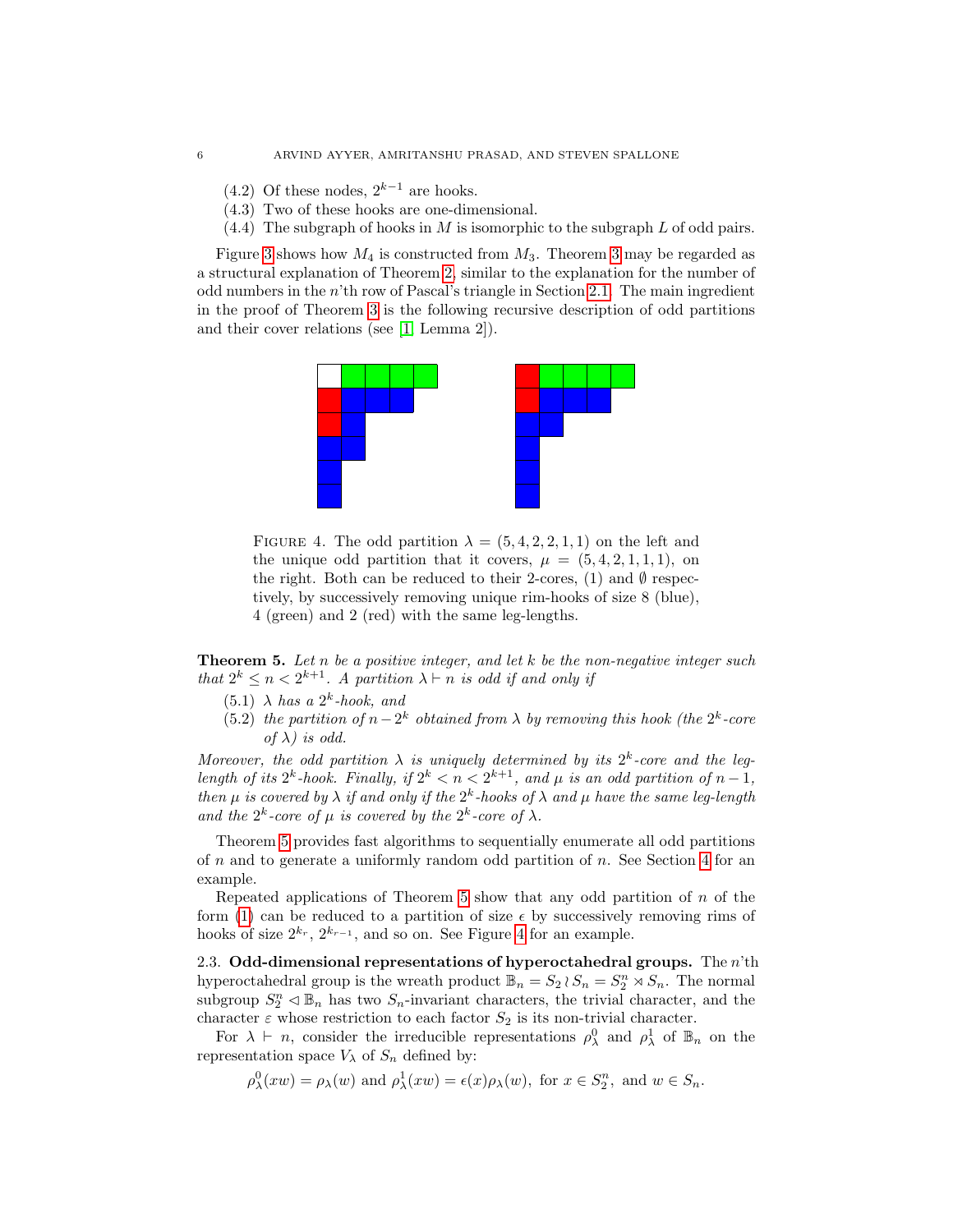(4.2) Of these nodes, $2^{k-1}$ are hooks.

(4.3) Two of these hooks are one-dimensional.

(4.4) The subgraph of hooks in $M$ is isomorphic to the subgraph $L$ of odd pairs.

Figure 3 shows how $M_4$ is constructed from $M_3$. Theorem 3 may be regarded as a structural explanation of Theorem 2, similar to the explanation for the number of odd numbers in the $n$'th row of Pascal's triangle in Section 2.1. The main ingredient in the proof of Theorem 3 is the following recursive description of odd partitions and their cover relations (see [1, Lemma 2]).

FIGURE 4. The odd partition $\lambda = (5, 4, 2, 2, 1, 1)$ on the left and the unique odd partition that it covers, $\mu = (5, 4, 2, 1, 1, 1)$, on the right. Both can be reduced to their 2-cores, $(1)$ and $\emptyset$ respectively, by successively removing unique rim-hooks of size 8 (blue), 4 (green) and 2 (red) with the same leg-lengths.

**Theorem 5.** *Let $n$ be a positive integer, and let $k$ be the non-negative integer such that $2^k \leq n < 2^{k+1}$. A partition $\lambda \vdash n$ is odd if and only if*

(5.1) *$\lambda$ has a $2^k$-hook, and*

(5.2) *the partition of $n - 2^k$ obtained from $\lambda$ by removing this hook (the $2^k$-core of $\lambda$) is odd.*

*Moreover, the odd partition $\lambda$ is uniquely determined by its $2^k$-core and the leg-length of its $2^k$-hook. Finally, if $2^k < n < 2^{k+1}$, and $\mu$ is an odd partition of $n-1$, then $\mu$ is covered by $\lambda$ if and only if the $2^k$-hooks of $\lambda$ and $\mu$ have the same leg-length and the $2^k$-core of $\mu$ is covered by the $2^k$-core of $\lambda$.*

Theorem 5 provides fast algorithms to sequentially enumerate all odd partitions of $n$ and to generate a uniformly random odd partition of $n$. See Section 4 for an example.

Repeated applications of Theorem 5 show that any odd partition of $n$ of the form (1) can be reduced to a partition of size $\epsilon$ by successively removing rims of hooks of size $2^{k_r}$, $2^{k_{r-1}}$, and so on. See Figure 4 for an example.

### 2.3. Odd-dimensional representations of hyperoctahedral groups.

The $n$'th hyperoctahedral group is the wreath product $\mathbb{B}_n = S_2 \wr S_n = S_2^n \rtimes S_n$. The normal subgroup $S_2^n \lhd \mathbb{B}_n$ has two $S_n$-invariant characters, the trivial character, and the character $\varepsilon$ whose restriction to each factor $S_2$ is its non-trivial character.

For $\lambda \vdash n$, consider the irreducible representations $\rho_\lambda^0$ and $\rho_\lambda^1$ of $\mathbb{B}_n$ on the representation space $V_\lambda$ of $S_n$ defined by:

$$\rho_\lambda^0(xw) = \rho_\lambda(w) \text{ and } \rho_\lambda^1(xw) = \epsilon(x)\rho_\lambda(w), \text{ for } x \in S_2^n, \text{ and } w \in S_n.$$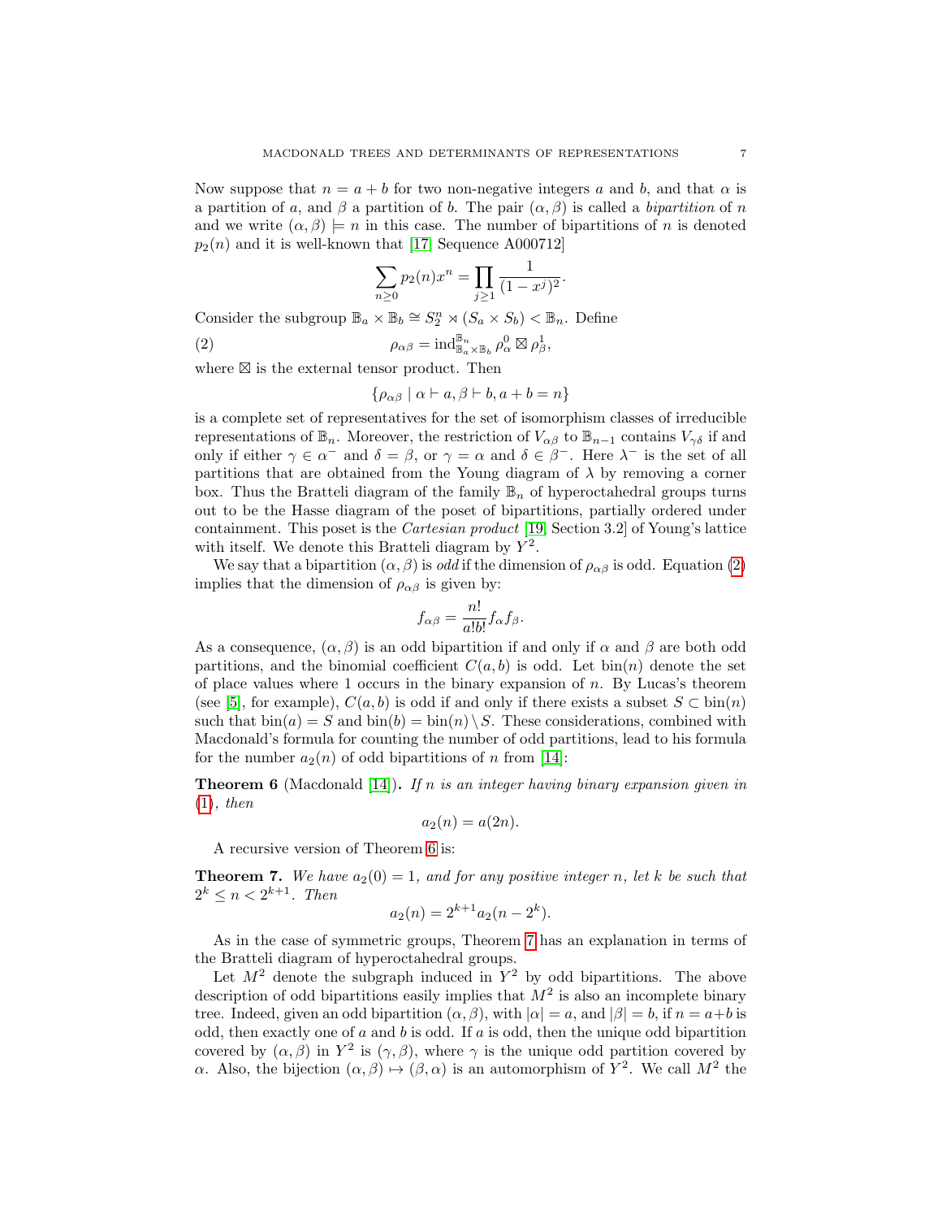Now suppose that $n = a + b$ for two non-negative integers $a$ and $b$, and that $\alpha$ is a partition of $a$, and $\beta$ a partition of $b$. The pair $(\alpha, \beta)$ is called a *bipartition* of $n$ and we write $(\alpha, \beta) \models n$ in this case. The number of bipartitions of $n$ is denoted $p_2(n)$ and it is well-known that [17, Sequence A000712]

$$\sum_{n \geq 0} p_2(n) x^n = \prod_{j \geq 1} \frac{1}{(1 - x^j)^2}.$$

Consider the subgroup $\mathbb{B}_a \times \mathbb{B}_b \cong S_2^n \rtimes (S_a \times S_b) < \mathbb{B}_n$. Define

$$\rho_{\alpha\beta} = \operatorname{ind}_{\mathbb{B}_a \times \mathbb{B}_b}^{\mathbb{B}_n} \rho_\alpha^0 \boxtimes \rho_\beta^1, \tag{2}$$

where $\boxtimes$ is the external tensor product. Then

$$\{\rho_{\alpha\beta} \mid \alpha \vdash a, \beta \vdash b, a + b = n\}$$

is a complete set of representatives for the set of isomorphism classes of irreducible representations of $\mathbb{B}_n$. Moreover, the restriction of $V_{\alpha\beta}$ to $\mathbb{B}_{n-1}$ contains $V_{\gamma\delta}$ if and only if either $\gamma \in \alpha^-$ and $\delta = \beta$, or $\gamma = \alpha$ and $\delta \in \beta^-$. Here $\lambda^-$ is the set of all partitions that are obtained from the Young diagram of $\lambda$ by removing a corner box. Thus the Bratteli diagram of the family $\mathbb{B}_n$ of hyperoctahedral groups turns out to be the Hasse diagram of the poset of bipartitions, partially ordered under containment. This poset is the *Cartesian product* [19, Section 3.2] of Young's lattice with itself. We denote this Bratteli diagram by $Y^2$.

We say that a bipartition $(\alpha, \beta)$ is *odd* if the dimension of $\rho_{\alpha\beta}$ is odd. Equation (2) implies that the dimension of $\rho_{\alpha\beta}$ is given by:

$$f_{\alpha\beta} = \frac{n!}{a!b!} f_\alpha f_\beta.$$

As a consequence, $(\alpha, \beta)$ is an odd bipartition if and only if $\alpha$ and $\beta$ are both odd partitions, and the binomial coefficient $C(a, b)$ is odd. Let $\operatorname{bin}(n)$ denote the set of place values where 1 occurs in the binary expansion of $n$. By Lucas's theorem (see [5], for example), $C(a, b)$ is odd if and only if there exists a subset $S \subset \operatorname{bin}(n)$ such that $\operatorname{bin}(a) = S$ and $\operatorname{bin}(b) = \operatorname{bin}(n) \setminus S$. These considerations, combined with Macdonald's formula for counting the number of odd partitions, lead to his formula for the number $a_2(n)$ of odd bipartitions of $n$ from [14]:

**Theorem 6** (Macdonald [14])**.** *If $n$ is an integer having binary expansion given in (1), then*

$$a_2(n) = a(2n).$$

A recursive version of Theorem 6 is:

**Theorem 7.** *We have $a_2(0) = 1$, and for any positive integer $n$, let $k$ be such that $2^k \leq n < 2^{k+1}$. Then*

$$a_2(n) = 2^{k+1} a_2(n - 2^k).$$

As in the case of symmetric groups, Theorem 7 has an explanation in terms of the Bratteli diagram of hyperoctahedral groups.

Let $M^2$ denote the subgraph induced in $Y^2$ by odd bipartitions. The above description of odd bipartitions easily implies that $M^2$ is also an incomplete binary tree. Indeed, given an odd bipartition $(\alpha, \beta)$, with $|\alpha| = a$, and $|\beta| = b$, if $n = a+b$ is odd, then exactly one of $a$ and $b$ is odd. If $a$ is odd, then the unique odd bipartition covered by $(\alpha, \beta)$ in $Y^2$ is $(\gamma, \beta)$, where $\gamma$ is the unique odd partition covered by $\alpha$. Also, the bijection $(\alpha, \beta) \mapsto (\beta, \alpha)$ is an automorphism of $Y^2$. We call $M^2$ the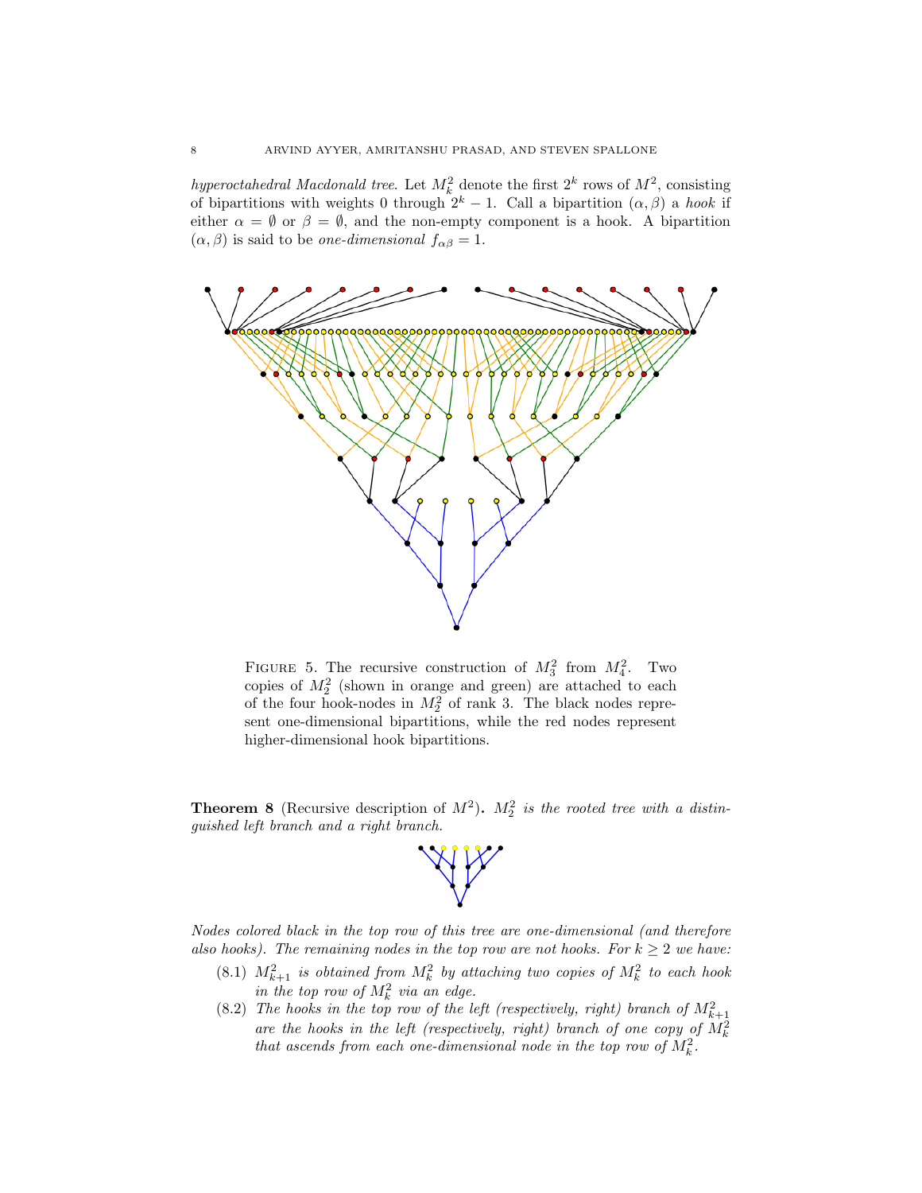*hyperoctahedral Macdonald tree*. Let $M^2_k$ denote the first $2^k$ rows of $M^2$, consisting of bipartitions with weights 0 through $2^k - 1$. Call a bipartition $(\alpha, \beta)$ a *hook* if either $\alpha = \emptyset$ or $\beta = \emptyset$, and the non-empty component is a hook. A bipartition $(\alpha, \beta)$ is said to be *one-dimensional* $f_{\alpha\beta} = 1$.

FIGURE 5. The recursive construction of $M^2_3$ from $M^2_4$. Two copies of $M^2_2$ (shown in orange and green) are attached to each of the four hook-nodes in $M^2_2$ of rank 3. The black nodes represent one-dimensional bipartitions, while the red nodes represent higher-dimensional hook bipartitions.

**Theorem 8** (Recursive description of $M^2$)**.** *$M^2_2$ is the rooted tree with a distinguished left branch and a right branch.*

*Nodes colored black in the top row of this tree are one-dimensional (and therefore also hooks). The remaining nodes in the top row are not hooks. For $k \geq 2$ we have:*

- (8.1) *$M^2_{k+1}$ is obtained from $M^2_k$ by attaching two copies of $M^2_k$ to each hook in the top row of $M^2_k$ via an edge.*
- (8.2) *The hooks in the top row of the left (respectively, right) branch of $M^2_{k+1}$ are the hooks in the left (respectively, right) branch of one copy of $M^2_k$ that ascends from each one-dimensional node in the top row of $M^2_k$.*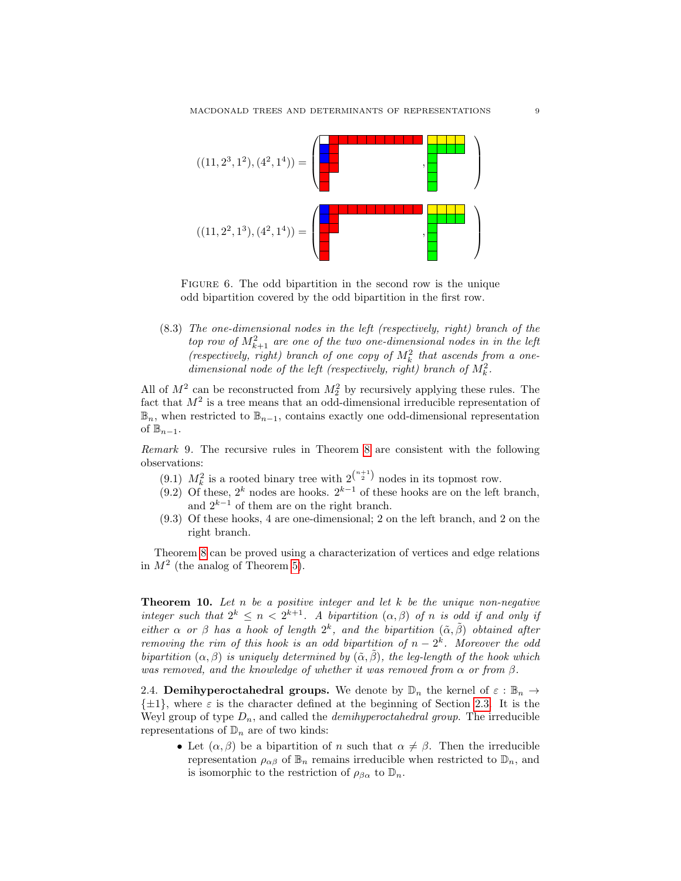$((11, 2^3, 1^2), (4^2, 1^4)) =$ 

$((11, 2^2, 1^3), (4^2, 1^4)) =$

Figure 6. The odd bipartition in the second row is the unique odd bipartition covered by the odd bipartition in the first row.

(8.3) *The one-dimensional nodes in the left (respectively, right) branch of the top row of $M^2_{k+1}$ are one of the two one-dimensional nodes in in the left (respectively, right) branch of one copy of $M^2_k$ that ascends from a one-dimensional node of the left (respectively, right) branch of $M^2_k$.*

All of $M^2$ can be reconstructed from $M^2_2$ by recursively applying these rules. The fact that $M^2$ is a tree means that an odd-dimensional irreducible representation of $\mathbb{B}_n$, when restricted to $\mathbb{B}_{n-1}$, contains exactly one odd-dimensional representation of $\mathbb{B}_{n-1}$.

*Remark* 9. The recursive rules in Theorem 8 are consistent with the following observations:

(9.1) $M^2_k$ is a rooted binary tree with $2^{\binom{n+1}{2}}$ nodes in its topmost row.
(9.2) Of these, $2^k$ nodes are hooks. $2^{k-1}$ of these hooks are on the left branch, and $2^{k-1}$ of them are on the right branch.
(9.3) Of these hooks, 4 are one-dimensional; 2 on the left branch, and 2 on the right branch.

Theorem 8 can be proved using a characterization of vertices and edge relations in $M^2$ (the analog of Theorem 5).

**Theorem 10.** *Let $n$ be a positive integer and let $k$ be the unique non-negative integer such that $2^k \leq n < 2^{k+1}$. A bipartition $(\alpha, \beta)$ of $n$ is odd if and only if either $\alpha$ or $\beta$ has a hook of length $2^k$, and the bipartition $(\tilde{\alpha}, \tilde{\beta})$ obtained after removing the rim of this hook is an odd bipartition of $n - 2^k$. Moreover the odd bipartition $(\alpha, \beta)$ is uniquely determined by $(\tilde{\alpha}, \tilde{\beta})$, the leg-length of the hook which was removed, and the knowledge of whether it was removed from $\alpha$ or from $\beta$.*

2.4. **Demihyperoctahedral groups.** We denote by $\mathbb{D}_n$ the kernel of $\varepsilon : \mathbb{B}_n \to \{\pm 1\}$, where $\varepsilon$ is the character defined at the beginning of Section 2.3. It is the Weyl group of type $D_n$, and called the *demihyperoctahedral group*. The irreducible representations of $\mathbb{D}_n$ are of two kinds:

- Let $(\alpha, \beta)$ be a bipartition of $n$ such that $\alpha \neq \beta$. Then the irreducible representation $\rho_{\alpha\beta}$ of $\mathbb{B}_n$ remains irreducible when restricted to $\mathbb{D}_n$, and is isomorphic to the restriction of $\rho_{\beta\alpha}$ to $\mathbb{D}_n$.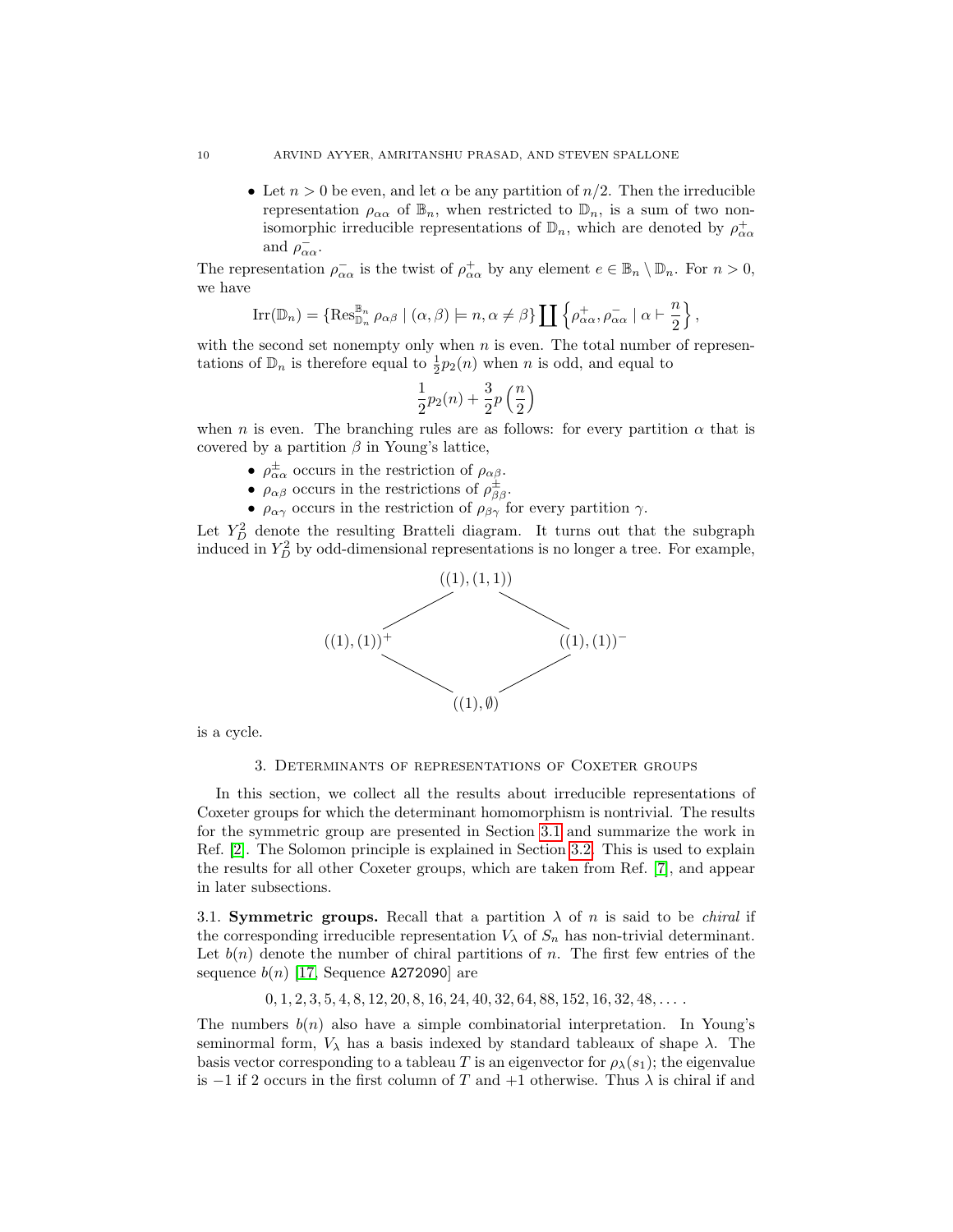- Let $n > 0$ be even, and let $\alpha$ be any partition of $n/2$. Then the irreducible representation $\rho_{\alpha\alpha}$ of $\mathbb{B}_n$, when restricted to $\mathbb{D}_n$, is a sum of two non-isomorphic irreducible representations of $\mathbb{D}_n$, which are denoted by $\rho^+_{\alpha\alpha}$ and $\rho^-_{\alpha\alpha}$.

The representation $\rho^-_{\alpha\alpha}$ is the twist of $\rho^+_{\alpha\alpha}$ by any element $e \in \mathbb{B}_n \setminus \mathbb{D}_n$. For $n > 0$, we have

$$\mathrm{Irr}(\mathbb{D}_n) = \{\mathrm{Res}^{\mathbb{B}_n}_{\mathbb{D}_n} \rho_{\alpha\beta} \mid (\alpha, \beta) \models n, \alpha \neq \beta\} \coprod \left\{\rho^+_{\alpha\alpha}, \rho^-_{\alpha\alpha} \mid \alpha \vdash \frac{n}{2}\right\},$$

with the second set nonempty only when $n$ is even. The total number of representations of $\mathbb{D}_n$ is therefore equal to $\frac{1}{2}p_2(n)$ when $n$ is odd, and equal to

$$\frac{1}{2}p_2(n) + \frac{3}{2}p\left(\frac{n}{2}\right)$$

when $n$ is even. The branching rules are as follows: for every partition $\alpha$ that is covered by a partition $\beta$ in Young's lattice,

- $\rho^{\pm}_{\alpha\alpha}$ occurs in the restriction of $\rho_{\alpha\beta}$.
- $\rho_{\alpha\beta}$ occurs in the restrictions of $\rho^{\pm}_{\beta\beta}$.
- $\rho_{\alpha\gamma}$ occurs in the restriction of $\rho_{\beta\gamma}$ for every partition $\gamma$.

Let $Y^2_D$ denote the resulting Bratteli diagram. It turns out that the subgraph induced in $Y^2_D$ by odd-dimensional representations is no longer a tree. For example,

$$\begin{array}{ccc} & ((1),(1,1)) & \\ ((1),(1))^+ & & ((1),(1))^- \\ & ((1),\emptyset) & \end{array}$$

is a cycle.

## 3. Determinants of representations of Coxeter groups

In this section, we collect all the results about irreducible representations of Coxeter groups for which the determinant homomorphism is nontrivial. The results for the symmetric group are presented in Section 3.1 and summarize the work in Ref. [2]. The Solomon principle is explained in Section 3.2. This is used to explain the results for all other Coxeter groups, which are taken from Ref. [7], and appear in later subsections.

3.1. **Symmetric groups.** Recall that a partition $\lambda$ of $n$ is said to be *chiral* if the corresponding irreducible representation $V_\lambda$ of $S_n$ has non-trivial determinant. Let $b(n)$ denote the number of chiral partitions of $n$. The first few entries of the sequence $b(n)$ [17, Sequence A272090] are

$$0, 1, 2, 3, 5, 4, 8, 12, 20, 8, 16, 24, 40, 32, 64, 88, 152, 16, 32, 48, \ldots.$$

The numbers $b(n)$ also have a simple combinatorial interpretation. In Young's seminormal form, $V_\lambda$ has a basis indexed by standard tableaux of shape $\lambda$. The basis vector corresponding to a tableau $T$ is an eigenvector for $\rho_\lambda(s_1)$; the eigenvalue is $-1$ if 2 occurs in the first column of $T$ and $+1$ otherwise. Thus $\lambda$ is chiral if and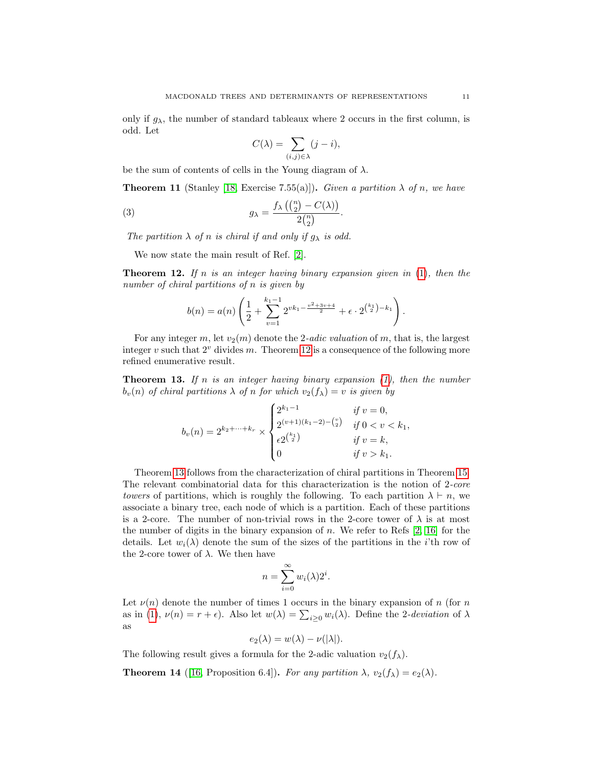only if $g_\lambda$, the number of standard tableaux where 2 occurs in the first column, is odd. Let

$$C(\lambda) = \sum_{(i,j)\in\lambda} (j-i),$$

be the sum of contents of cells in the Young diagram of $\lambda$.

**Theorem 11** (Stanley [18, Exercise 7.55(a)])**.** *Given a partition $\lambda$ of $n$, we have*

$$g_\lambda = \frac{f_\lambda\left(\binom{n}{2} - C(\lambda)\right)}{2\binom{n}{2}}. \tag{3}$$

*The partition $\lambda$ of $n$ is chiral if and only if $g_\lambda$ is odd.*

We now state the main result of Ref. [2].

**Theorem 12.** *If $n$ is an integer having binary expansion given in (1), then the number of chiral partitions of $n$ is given by*

$$b(n) = a(n)\left(\frac{1}{2} + \sum_{v=1}^{k_1-1} 2^{vk_1 - \frac{v^2+3v+4}{2}} + \epsilon \cdot 2^{\binom{k_1}{2} - k_1}\right).$$

For any integer $m$, let $v_2(m)$ denote the 2-*adic valuation* of $m$, that is, the largest integer $v$ such that $2^v$ divides $m$. Theorem 12 is a consequence of the following more refined enumerative result.

**Theorem 13.** *If $n$ is an integer having binary expansion (1), then the number $b_v(n)$ of chiral partitions $\lambda$ of $n$ for which $v_2(f_\lambda) = v$ is given by*

$$b_v(n) = 2^{k_2+\cdots+k_r} \times \begin{cases} 2^{k_1-1} & \text{if } v = 0, \\ 2^{(v+1)(k_1-2)-\binom{v}{2}} & \text{if } 0 < v < k_1, \\ \epsilon 2^{\binom{k_1}{2}} & \text{if } v = k, \\ 0 & \text{if } v > k_1. \end{cases}$$

Theorem 13 follows from the characterization of chiral partitions in Theorem 15. The relevant combinatorial data for this characterization is the notion of 2-*core towers* of partitions, which is roughly the following. To each partition $\lambda \vdash n$, we associate a binary tree, each node of which is a partition. Each of these partitions is a 2-core. The number of non-trivial rows in the 2-core tower of $\lambda$ is at most the number of digits in the binary expansion of $n$. We refer to Refs [2, 16] for the details. Let $w_i(\lambda)$ denote the sum of the sizes of the partitions in the $i$'th row of the 2-core tower of $\lambda$. We then have

$$n = \sum_{i=0}^{\infty} w_i(\lambda) 2^i.$$

Let $\nu(n)$ denote the number of times 1 occurs in the binary expansion of $n$ (for $n$ as in (1), $\nu(n) = r + \epsilon$). Also let $w(\lambda) = \sum_{i\geq 0} w_i(\lambda)$. Define the 2-*deviation* of $\lambda$ as

$$e_2(\lambda) = w(\lambda) - \nu(|\lambda|).$$

The following result gives a formula for the 2-adic valuation $v_2(f_\lambda)$.

**Theorem 14** ([16, Proposition 6.4])**.** *For any partition $\lambda$, $v_2(f_\lambda) = e_2(\lambda)$.*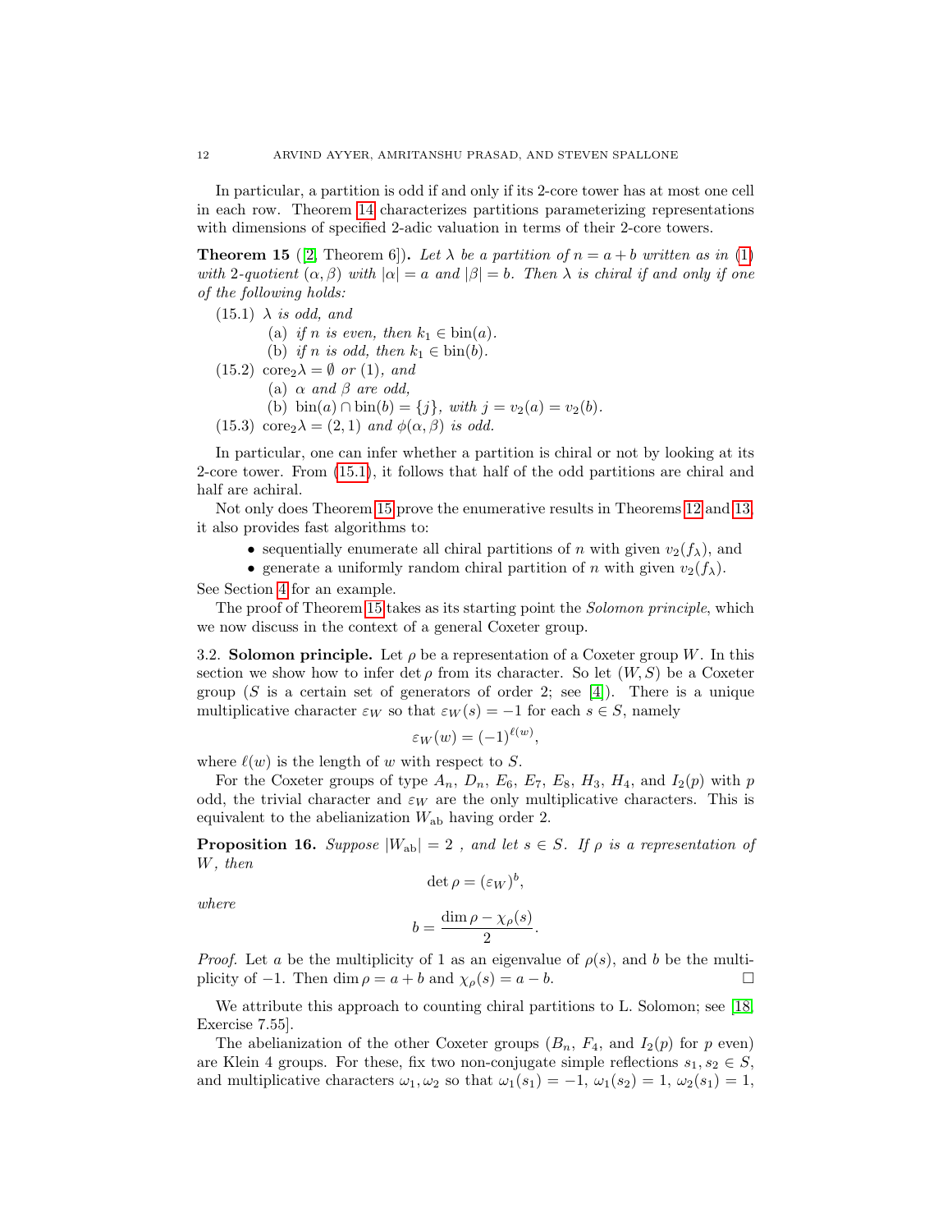In particular, a partition is odd if and only if its 2-core tower has at most one cell in each row. Theorem 14 characterizes partitions parameterizing representations with dimensions of specified 2-adic valuation in terms of their 2-core towers.

**Theorem 15** ([2, Theorem 6])**.** *Let $\lambda$ be a partition of $n = a + b$ written as in (1) with 2-quotient $(\alpha, \beta)$ with $|\alpha| = a$ and $|\beta| = b$. Then $\lambda$ is chiral if and only if one of the following holds:*

(15.1) *$\lambda$ is odd, and*
  - (a) *if $n$ is even, then $k_1 \in \mathrm{bin}(a)$.*
  - (b) *if $n$ is odd, then $k_1 \in \mathrm{bin}(b)$.*

(15.2) *$\mathrm{core}_2\lambda = \emptyset$ or $(1)$, and*
  - (a) *$\alpha$ and $\beta$ are odd,*
  - (b) *$\mathrm{bin}(a) \cap \mathrm{bin}(b) = \{j\}$, with $j = v_2(a) = v_2(b)$.*

(15.3) *$\mathrm{core}_2\lambda = (2, 1)$ and $\phi(\alpha, \beta)$ is odd.*

In particular, one can infer whether a partition is chiral or not by looking at its 2-core tower. From (15.1), it follows that half of the odd partitions are chiral and half are achiral.

Not only does Theorem 15 prove the enumerative results in Theorems 12 and 13, it also provides fast algorithms to:

- sequentially enumerate all chiral partitions of $n$ with given $v_2(f_\lambda)$, and
- generate a uniformly random chiral partition of $n$ with given $v_2(f_\lambda)$.

See Section 4 for an example.

The proof of Theorem 15 takes as its starting point the *Solomon principle*, which we now discuss in the context of a general Coxeter group.

3.2. **Solomon principle.** Let $\rho$ be a representation of a Coxeter group $W$. In this section we show how to infer $\det \rho$ from its character. So let $(W, S)$ be a Coxeter group ($S$ is a certain set of generators of order 2; see [4]). There is a unique multiplicative character $\varepsilon_W$ so that $\varepsilon_W(s) = -1$ for each $s \in S$, namely

$$\varepsilon_W(w) = (-1)^{\ell(w)},$$

where $\ell(w)$ is the length of $w$ with respect to $S$.

For the Coxeter groups of type $A_n$, $D_n$, $E_6$, $E_7$, $E_8$, $H_3$, $H_4$, and $I_2(p)$ with $p$ odd, the trivial character and $\varepsilon_W$ are the only multiplicative characters. This is equivalent to the abelianization $W_{\mathrm{ab}}$ having order 2.

**Proposition 16.** *Suppose $|W_{\mathrm{ab}}| = 2$ , and let $s \in S$. If $\rho$ is a representation of $W$, then*

$$\det \rho = (\varepsilon_W)^b,$$

*where*

$$b = \frac{\dim \rho - \chi_\rho(s)}{2}.$$

*Proof.* Let $a$ be the multiplicity of 1 as an eigenvalue of $\rho(s)$, and $b$ be the multiplicity of $-1$. Then $\dim \rho = a + b$ and $\chi_\rho(s) = a - b$. □

We attribute this approach to counting chiral partitions to L. Solomon; see [18, Exercise 7.55].

The abelianization of the other Coxeter groups ($B_n$, $F_4$, and $I_2(p)$ for $p$ even) are Klein 4 groups. For these, fix two non-conjugate simple reflections $s_1, s_2 \in S$, and multiplicative characters $\omega_1, \omega_2$ so that $\omega_1(s_1) = -1$, $\omega_1(s_2) = 1$, $\omega_2(s_1) = 1$,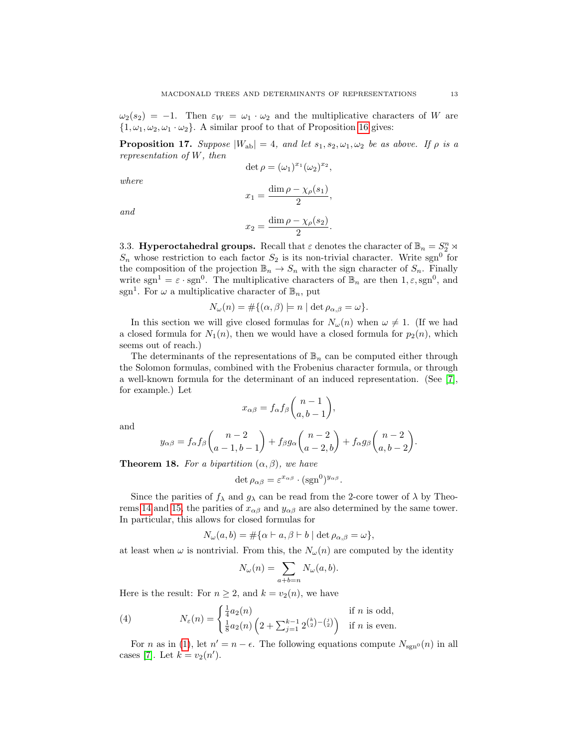$\omega_2(s_2) = -1$. Then $\varepsilon_W = \omega_1 \cdot \omega_2$ and the multiplicative characters of $W$ are $\{1, \omega_1, \omega_2, \omega_1 \cdot \omega_2\}$. A similar proof to that of Proposition 16 gives:

**Proposition 17.** *Suppose $|W_{\mathrm{ab}}| = 4$, and let $s_1, s_2, \omega_1, \omega_2$ be as above. If $\rho$ is a representation of $W$, then*

$$\det \rho = (\omega_1)^{x_1} (\omega_2)^{x_2},$$

*where*

$$x_1 = \frac{\dim \rho - \chi_\rho(s_1)}{2},$$

*and*

$$x_2 = \frac{\dim \rho - \chi_\rho(s_2)}{2}.$$

3.3. **Hyperoctahedral groups.** Recall that $\varepsilon$ denotes the character of $\mathbb{B}_n = S_2^n \rtimes S_n$ whose restriction to each factor $S_2$ is its non-trivial character. Write $\mathrm{sgn}^0$ for the composition of the projection $\mathbb{B}_n \to S_n$ with the sign character of $S_n$. Finally write $\mathrm{sgn}^1 = \varepsilon \cdot \mathrm{sgn}^0$. The multiplicative characters of $\mathbb{B}_n$ are then $1, \varepsilon, \mathrm{sgn}^0$, and $\mathrm{sgn}^1$. For $\omega$ a multiplicative character of $\mathbb{B}_n$, put

$$N_\omega(n) = \#\{(\alpha, \beta) \models n \mid \det \rho_{\alpha,\beta} = \omega\}.$$

In this section we will give closed formulas for $N_\omega(n)$ when $\omega \neq 1$. (If we had a closed formula for $N_1(n)$, then we would have a closed formula for $p_2(n)$, which seems out of reach.)

The determinants of the representations of $\mathbb{B}_n$ can be computed either through the Solomon formulas, combined with the Frobenius character formula, or through a well-known formula for the determinant of an induced representation. (See [7], for example.) Let

$$x_{\alpha\beta} = f_\alpha f_\beta \binom{n-1}{a, b-1},$$

and

$$y_{\alpha\beta} = f_\alpha f_\beta \binom{n-2}{a-1, b-1} + f_\beta g_\alpha \binom{n-2}{a-2, b} + f_\alpha g_\beta \binom{n-2}{a, b-2}.$$

**Theorem 18.** *For a bipartition $(\alpha, \beta)$, we have*

$$\det \rho_{\alpha\beta} = \varepsilon^{x_{\alpha\beta}} \cdot (\mathrm{sgn}^0)^{y_{\alpha\beta}}.$$

Since the parities of $f_\lambda$ and $g_\lambda$ can be read from the 2-core tower of $\lambda$ by Theorems 14 and 15, the parities of $x_{\alpha\beta}$ and $y_{\alpha\beta}$ are also determined by the same tower. In particular, this allows for closed formulas for

$$N_\omega(a, b) = \#\{\alpha \vdash a, \beta \vdash b \mid \det \rho_{\alpha,\beta} = \omega\},$$

at least when $\omega$ is nontrivial. From this, the $N_\omega(n)$ are computed by the identity

$$N_\omega(n) = \sum_{a+b=n} N_\omega(a, b).$$

Here is the result: For $n \geq 2$, and $k = v_2(n)$, we have

$$N_\varepsilon(n) = \begin{cases} \frac{1}{4} a_2(n) & \text{if } n \text{ is odd,} \\ \frac{1}{8} a_2(n) \left(2 + \sum_{j=1}^{k-1} 2^{\binom{k}{2} - \binom{j}{2}}\right) & \text{if } n \text{ is even.} \end{cases} \tag{4}$$

For $n$ as in (1), let $n' = n - \epsilon$. The following equations compute $N_{\mathrm{sgn}^0}(n)$ in all cases [7]. Let $k = v_2(n')$.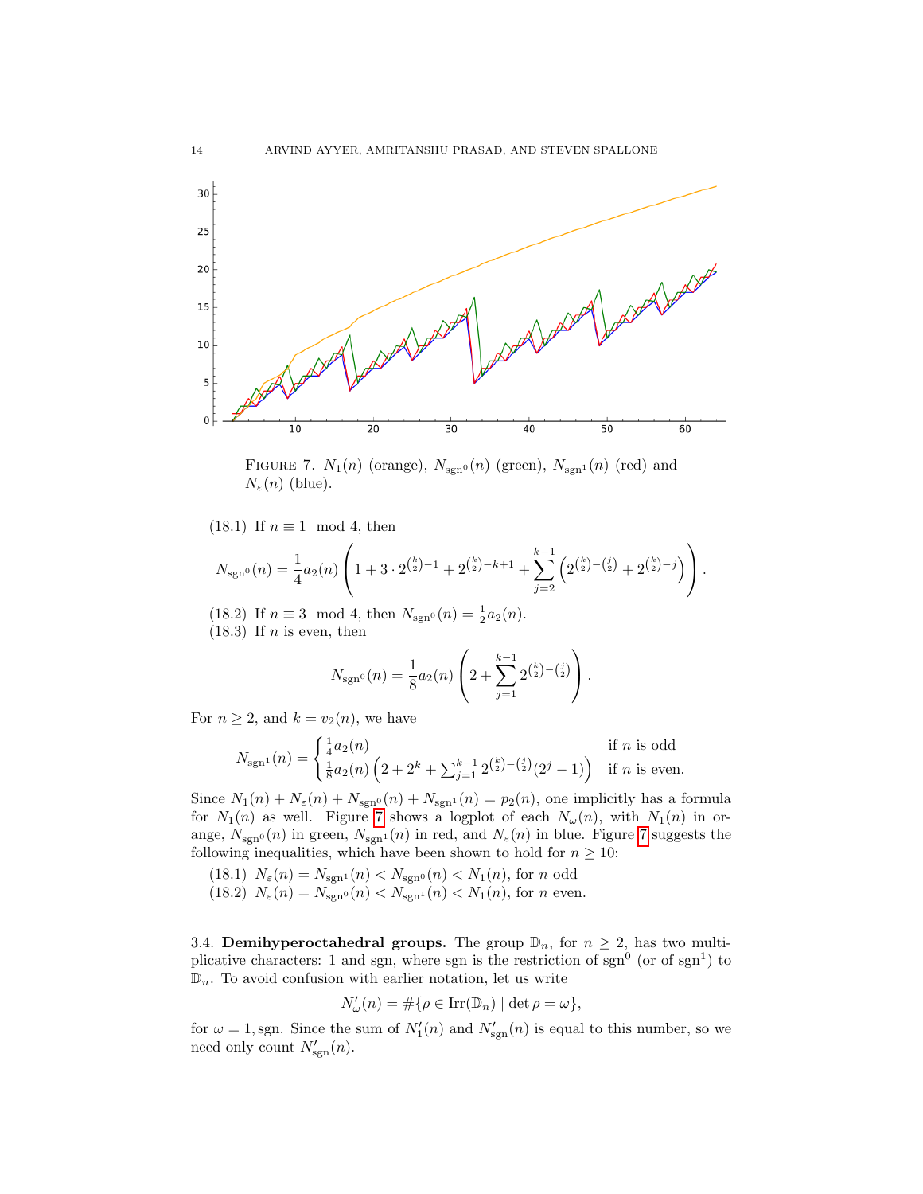FIGURE 7. $N_1(n)$ (orange), $N_{\mathrm{sgn}^0}(n)$ (green), $N_{\mathrm{sgn}^1}(n)$ (red) and $N_\varepsilon(n)$ (blue).

(18.1) If $n \equiv 1 \mod 4$, then

$$N_{\mathrm{sgn}^0}(n) = \frac{1}{4}a_2(n)\left(1 + 3\cdot 2^{\binom{k}{2}-1} + 2^{\binom{k}{2}-k+1} + \sum_{j=2}^{k-1}\left(2^{\binom{k}{2}-\binom{j}{2}} + 2^{\binom{k}{2}-j}\right)\right).$$

(18.2) If $n \equiv 3 \mod 4$, then $N_{\mathrm{sgn}^0}(n) = \frac{1}{2}a_2(n)$.

(18.3) If $n$ is even, then

$$N_{\mathrm{sgn}^0}(n) = \frac{1}{8}a_2(n)\left(2 + \sum_{j=1}^{k-1} 2^{\binom{k}{2}-\binom{j}{2}}\right).$$

For $n \geq 2$, and $k = v_2(n)$, we have

$$N_{\mathrm{sgn}^1}(n) = \begin{cases} \frac{1}{4}a_2(n) & \text{if } n \text{ is odd} \\ \frac{1}{8}a_2(n)\left(2 + 2^k + \sum_{j=1}^{k-1} 2^{\binom{k}{2}-\binom{j}{2}}(2^j - 1)\right) & \text{if } n \text{ is even.} \end{cases}$$

Since $N_1(n) + N_\varepsilon(n) + N_{\mathrm{sgn}^0}(n) + N_{\mathrm{sgn}^1}(n) = p_2(n)$, one implicitly has a formula for $N_1(n)$ as well. Figure 7 shows a logplot of each $N_\omega(n)$, with $N_1(n)$ in orange, $N_{\mathrm{sgn}^0}(n)$ in green, $N_{\mathrm{sgn}^1}(n)$ in red, and $N_\varepsilon(n)$ in blue. Figure 7 suggests the following inequalities, which have been shown to hold for $n \geq 10$:

(18.1) $N_\varepsilon(n) = N_{\mathrm{sgn}^1}(n) < N_{\mathrm{sgn}^0}(n) < N_1(n)$, for $n$ odd

(18.2) $N_\varepsilon(n) = N_{\mathrm{sgn}^0}(n) < N_{\mathrm{sgn}^1}(n) < N_1(n)$, for $n$ even.

### 3.4. Demihyperoctahedral groups.

The group $\mathbb{D}_n$, for $n \geq 2$, has two multiplicative characters: 1 and sgn, where sgn is the restriction of $\mathrm{sgn}^0$ (or of $\mathrm{sgn}^1$) to $\mathbb{D}_n$. To avoid confusion with earlier notation, let us write

$$N'_\omega(n) = \#\{\rho \in \mathrm{Irr}(\mathbb{D}_n) \mid \det \rho = \omega\},$$

for $\omega = 1, \mathrm{sgn}$. Since the sum of $N'_1(n)$ and $N'_{\mathrm{sgn}}(n)$ is equal to this number, so we need only count $N'_{\mathrm{sgn}}(n)$.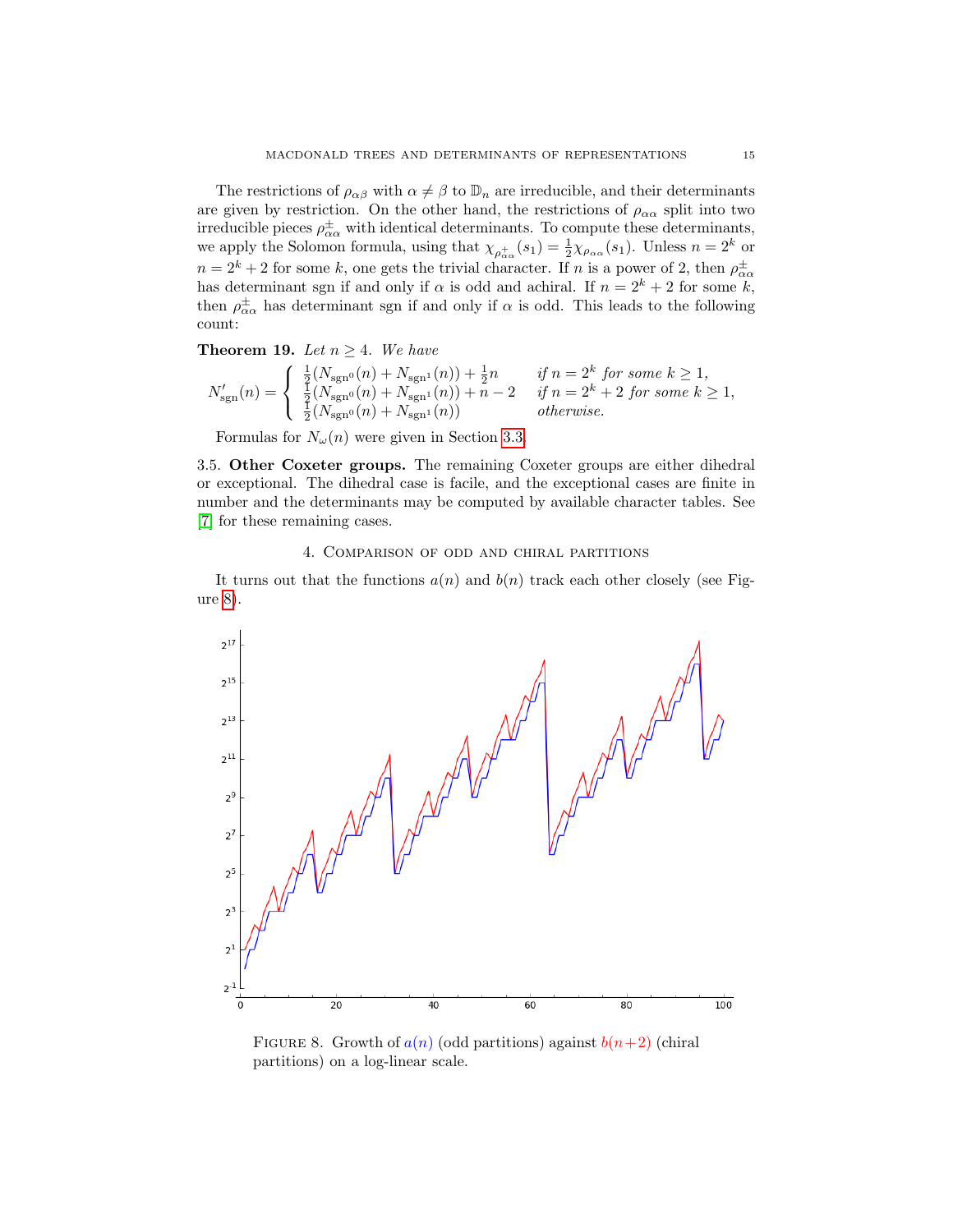The restrictions of $\rho_{\alpha\beta}$ with $\alpha \neq \beta$ to $\mathbb{D}_n$ are irreducible, and their determinants are given by restriction. On the other hand, the restrictions of $\rho_{\alpha\alpha}$ split into two irreducible pieces $\rho^{\pm}_{\alpha\alpha}$ with identical determinants. To compute these determinants, we apply the Solomon formula, using that $\chi_{\rho^{+}_{\alpha\alpha}}(s_1) = \frac{1}{2}\chi_{\rho_{\alpha\alpha}}(s_1)$. Unless $n = 2^k$ or $n = 2^k + 2$ for some $k$, one gets the trivial character. If $n$ is a power of 2, then $\rho^{\pm}_{\alpha\alpha}$ has determinant sgn if and only if $\alpha$ is odd and achiral. If $n = 2^k + 2$ for some $k$, then $\rho^{\pm}_{\alpha\alpha}$ has determinant sgn if and only if $\alpha$ is odd. This leads to the following count:

**Theorem 19.** *Let $n \geq 4$. We have*

$$N'_{\mathrm{sgn}}(n) = \begin{cases} \frac{1}{2}(N_{\mathrm{sgn}^0}(n) + N_{\mathrm{sgn}^1}(n)) + \frac{1}{2}n & \text{if } n = 2^k \text{ for some } k \geq 1, \\ \frac{1}{2}(N_{\mathrm{sgn}^0}(n) + N_{\mathrm{sgn}^1}(n)) + n - 2 & \text{if } n = 2^k + 2 \text{ for some } k \geq 1, \\ \frac{1}{2}(N_{\mathrm{sgn}^0}(n) + N_{\mathrm{sgn}^1}(n)) & \text{otherwise.} \end{cases}$$

Formulas for $N_\omega(n)$ were given in Section 3.3.

3.5. **Other Coxeter groups.** The remaining Coxeter groups are either dihedral or exceptional. The dihedral case is facile, and the exceptional cases are finite in number and the determinants may be computed by available character tables. See [7] for these remaining cases.

## 4. Comparison of odd and chiral partitions

It turns out that the functions $a(n)$ and $b(n)$ track each other closely (see Figure 8).

FIGURE 8. Growth of $a(n)$ (odd partitions) against $b(n+2)$ (chiral partitions) on a log-linear scale.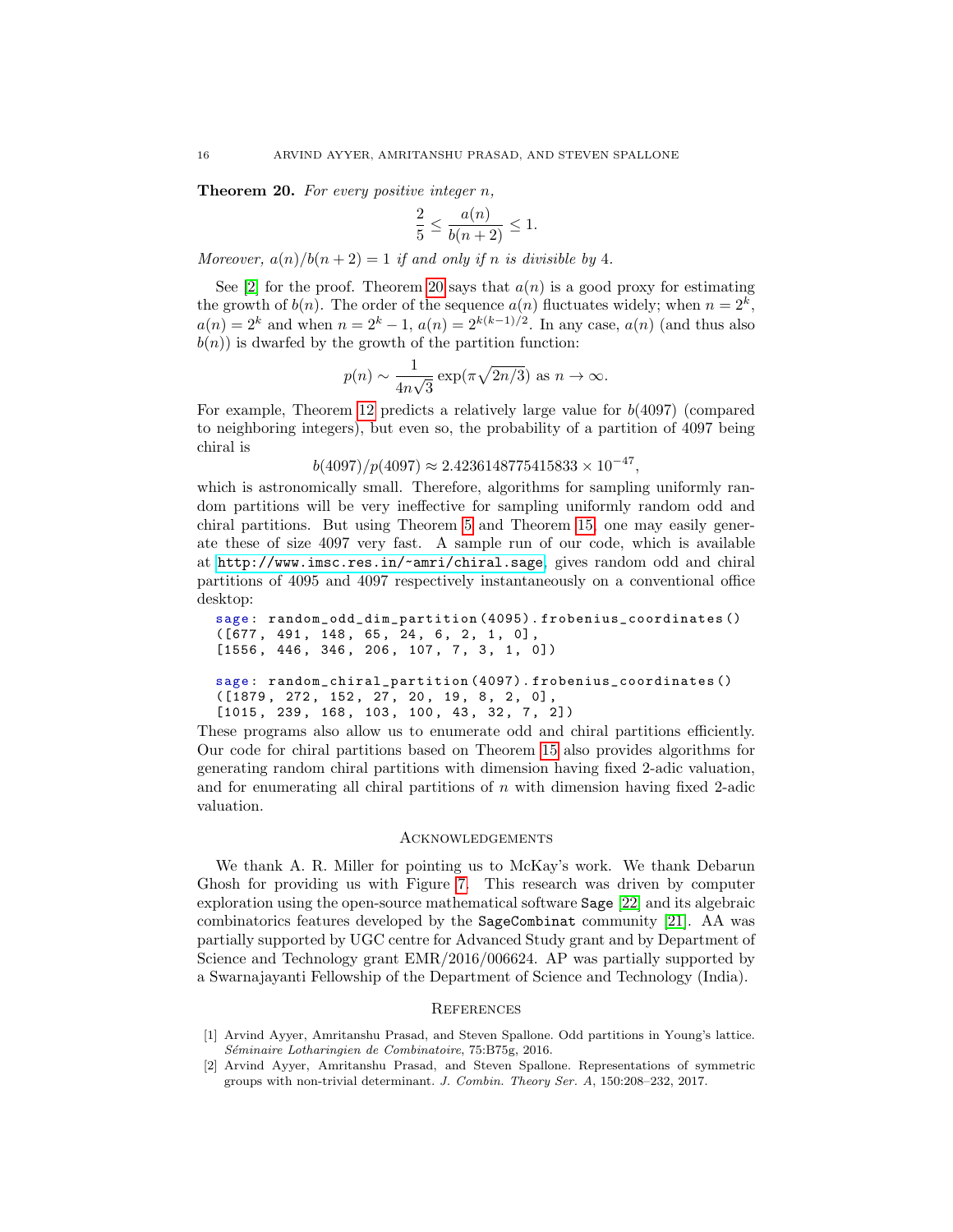**Theorem 20.** *For every positive integer* $n$,

$$\frac{2}{5} \leq \frac{a(n)}{b(n+2)} \leq 1.$$

*Moreover,* $a(n)/b(n+2) = 1$ *if and only if* $n$ *is divisible by* 4.

See [2] for the proof. Theorem 20 says that $a(n)$ is a good proxy for estimating the growth of $b(n)$. The order of the sequence $a(n)$ fluctuates widely; when $n = 2^k$, $a(n) = 2^k$ and when $n = 2^k - 1$, $a(n) = 2^{k(k-1)/2}$. In any case, $a(n)$ (and thus also $b(n)$) is dwarfed by the growth of the partition function:

$$p(n) \sim \frac{1}{4n\sqrt{3}} \exp(\pi\sqrt{2n/3}) \text{ as } n \to \infty.$$

For example, Theorem 12 predicts a relatively large value for $b(4097)$ (compared to neighboring integers), but even so, the probability of a partition of 4097 being chiral is

$$b(4097)/p(4097) \approx 2.4236148775415833 \times 10^{-47},$$

which is astronomically small. Therefore, algorithms for sampling uniformly random partitions will be very ineffective for sampling uniformly random odd and chiral partitions. But using Theorem 5 and Theorem 15, one may easily generate these of size 4097 very fast. A sample run of our code, which is available at http://www.imsc.res.in/~amri/chiral.sage, gives random odd and chiral partitions of 4095 and 4097 respectively instantaneously on a conventional office desktop:

```
sage: random_odd_dim_partition(4095).frobenius_coordinates()
([677, 491, 148, 65, 24, 6, 2, 1, 0],
[1556, 446, 346, 206, 107, 7, 3, 1, 0])

sage: random_chiral_partition(4097).frobenius_coordinates()
([1879, 272, 152, 27, 20, 19, 8, 2, 0],
[1015, 239, 168, 103, 100, 43, 32, 7, 2])
```

These programs also allow us to enumerate odd and chiral partitions efficiently. Our code for chiral partitions based on Theorem 15 also provides algorithms for generating random chiral partitions with dimension having fixed 2-adic valuation, and for enumerating all chiral partitions of $n$ with dimension having fixed 2-adic valuation.

## Acknowledgements

We thank A. R. Miller for pointing us to McKay's work. We thank Debarun Ghosh for providing us with Figure 7. This research was driven by computer exploration using the open-source mathematical software `Sage` [22] and its algebraic combinatorics features developed by the `SageCombinat` community [21]. AA was partially supported by UGC centre for Advanced Study grant and by Department of Science and Technology grant EMR/2016/006624. AP was partially supported by a Swarnajayanti Fellowship of the Department of Science and Technology (India).

## References

[1] Arvind Ayyer, Amritanshu Prasad, and Steven Spallone. Odd partitions in Young's lattice. *Séminaire Lotharingien de Combinatoire*, 75:B75g, 2016.

[2] Arvind Ayyer, Amritanshu Prasad, and Steven Spallone. Representations of symmetric groups with non-trivial determinant. *J. Combin. Theory Ser. A*, 150:208–232, 2017.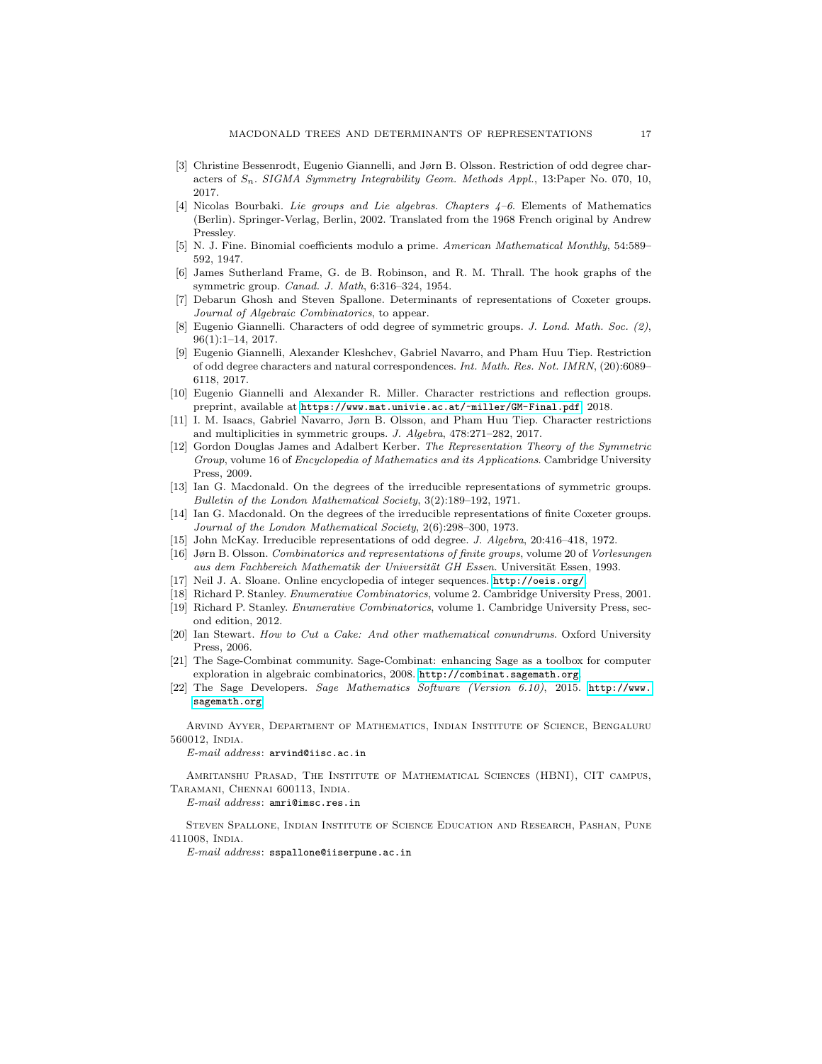[3] Christine Bessenrodt, Eugenio Giannelli, and Jørn B. Olsson. Restriction of odd degree characters of $S_n$. *SIGMA Symmetry Integrability Geom. Methods Appl.*, 13:Paper No. 070, 10, 2017.

[4] Nicolas Bourbaki. *Lie groups and Lie algebras. Chapters 4–6*. Elements of Mathematics (Berlin). Springer-Verlag, Berlin, 2002. Translated from the 1968 French original by Andrew Pressley.

[5] N. J. Fine. Binomial coefficients modulo a prime. *American Mathematical Monthly*, 54:589–592, 1947.

[6] James Sutherland Frame, G. de B. Robinson, and R. M. Thrall. The hook graphs of the symmetric group. *Canad. J. Math*, 6:316–324, 1954.

[7] Debarun Ghosh and Steven Spallone. Determinants of representations of Coxeter groups. *Journal of Algebraic Combinatorics*, to appear.

[8] Eugenio Giannelli. Characters of odd degree of symmetric groups. *J. Lond. Math. Soc. (2)*, 96(1):1–14, 2017.

[9] Eugenio Giannelli, Alexander Kleshchev, Gabriel Navarro, and Pham Huu Tiep. Restriction of odd degree characters and natural correspondences. *Int. Math. Res. Not. IMRN*, (20):6089–6118, 2017.

[10] Eugenio Giannelli and Alexander R. Miller. Character restrictions and reflection groups. preprint, available at https://www.mat.univie.ac.at/~miller/GM-Final.pdf, 2018.

[11] I. M. Isaacs, Gabriel Navarro, Jørn B. Olsson, and Pham Huu Tiep. Character restrictions and multiplicities in symmetric groups. *J. Algebra*, 478:271–282, 2017.

[12] Gordon Douglas James and Adalbert Kerber. *The Representation Theory of the Symmetric Group*, volume 16 of *Encyclopedia of Mathematics and its Applications*. Cambridge University Press, 2009.

[13] Ian G. Macdonald. On the degrees of the irreducible representations of symmetric groups. *Bulletin of the London Mathematical Society*, 3(2):189–192, 1971.

[14] Ian G. Macdonald. On the degrees of the irreducible representations of finite Coxeter groups. *Journal of the London Mathematical Society*, 2(6):298–300, 1973.

[15] John McKay. Irreducible representations of odd degree. *J. Algebra*, 20:416–418, 1972.

[16] Jørn B. Olsson. *Combinatorics and representations of finite groups*, volume 20 of *Vorlesungen aus dem Fachbereich Mathematik der Universität GH Essen*. Universität Essen, 1993.

[17] Neil J. A. Sloane. Online encyclopedia of integer sequences. http://oeis.org/.

[18] Richard P. Stanley. *Enumerative Combinatorics*, volume 2. Cambridge University Press, 2001.

[19] Richard P. Stanley. *Enumerative Combinatorics*, volume 1. Cambridge University Press, second edition, 2012.

[20] Ian Stewart. *How to Cut a Cake: And other mathematical conundrums*. Oxford University Press, 2006.

[21] The Sage-Combinat community. Sage-Combinat: enhancing Sage as a toolbox for computer exploration in algebraic combinatorics, 2008. http://combinat.sagemath.org.

[22] The Sage Developers. *Sage Mathematics Software (Version 6.10)*, 2015. http://www.sagemath.org.

Arvind Ayyer, Department of Mathematics, Indian Institute of Science, Bengaluru 560012, India.

*E-mail address*: arvind@iisc.ac.in

Amritanshu Prasad, The Institute of Mathematical Sciences (HBNI), CIT campus, Taramani, Chennai 600113, India.

*E-mail address*: amri@imsc.res.in

Steven Spallone, Indian Institute of Science Education and Research, Pashan, Pune 411008, India.

*E-mail address*: sspallone@iiserpune.ac.in